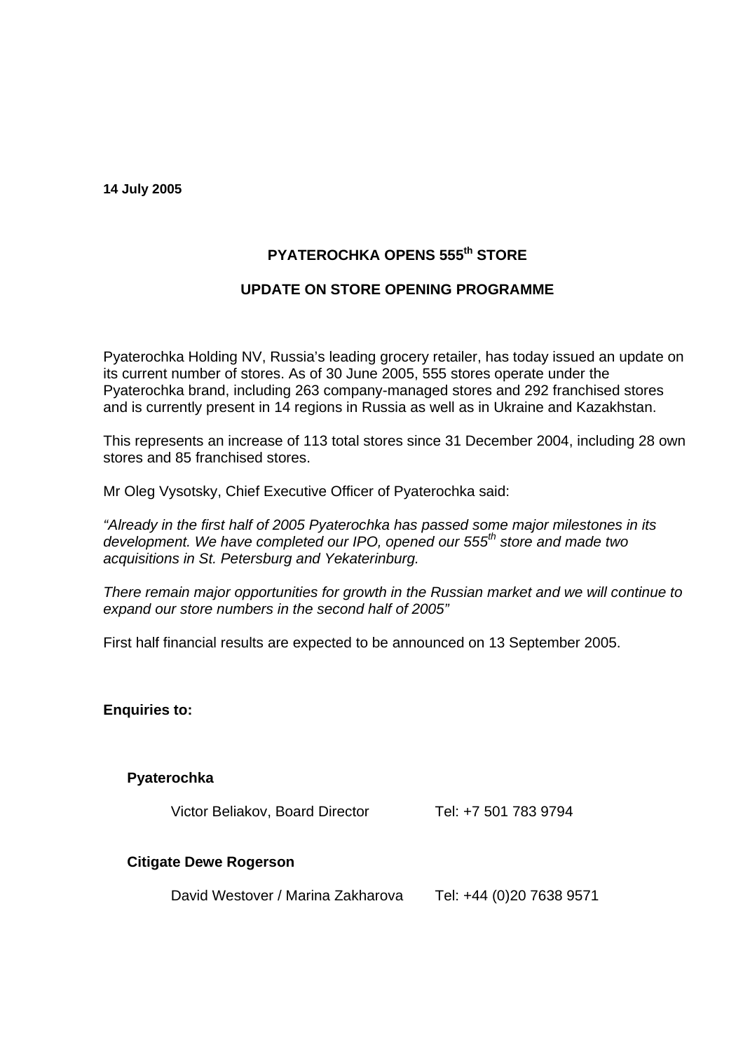**14 July 2005**

## PYATEROCHKA OPENS 555th STORE

## UPDATE ON STORE OPENING PROGRAMME

Pyaterochka Holding NV, Russia's leading grocery retailer, has today issued an update on its current number of stores. As of 30 June 2005, 555 stores operate under the Pyaterochka brand, including 263 company-managed stores and 292 franchised stores and is currently present in 14 regions in Russia as well as in Ukraine and Kazakhstan.

This represents an increase of 113 total stores since 31 December 2004, including 28 own stores and 85 franchised stores.

Mr Oleg Vysotsky, Chief Executive Officer of Pyaterochka said:

*"Already in the first half of 2005 Pyaterochka has passed some major milestones in its development. We have completed our IPO, opened our 555th store and made two acquisitions in St. Petersburg and Yekaterinburg.*

*There remain major opportunities for growth in the Russian market and we will continue to expand our store numbers in the second half of 2005"*

First half financial results are expected to be announced on 13 September 2005.

**Enquiries to:**

**Pyaterochka**

Victor Beliakov, Board Director — Tel: +7 501 783 9794

**Citigate Dewe Rogerson**

David Westover / Marina Zakharova — Tel: +44 (0)20 7638 9571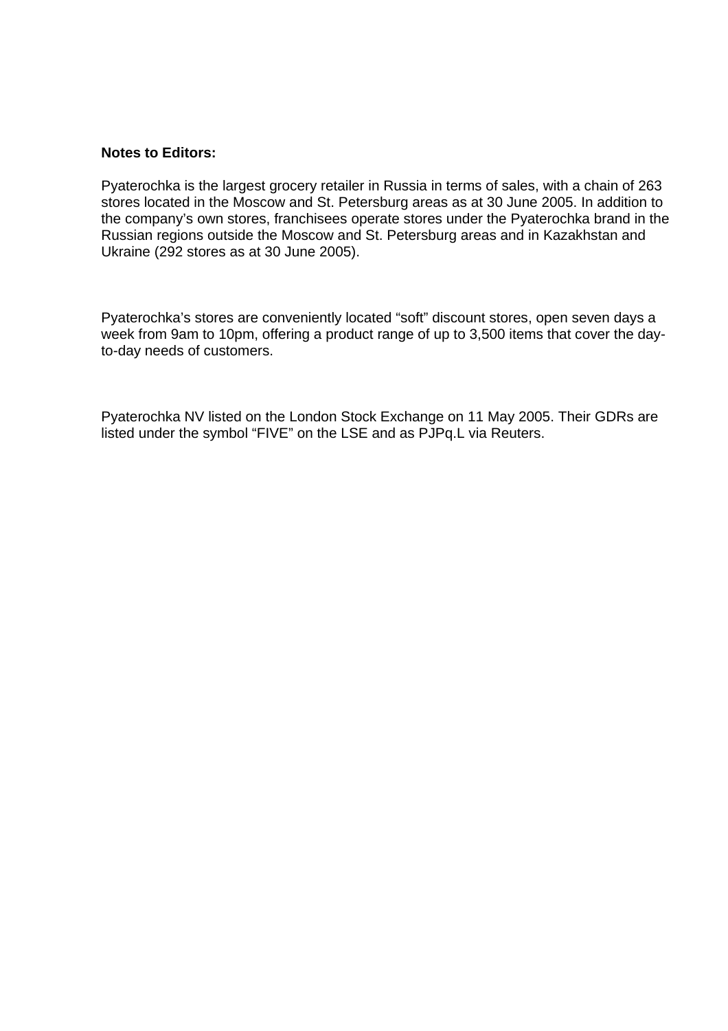**Notes to Editors:**

Pyaterochka is the largest grocery retailer in Russia in terms of sales, with a chain of 263 stores located in the Moscow and St. Petersburg areas as at 30 June 2005. In addition to the company's own stores, franchisees operate stores under the Pyaterochka brand in the Russian regions outside the Moscow and St. Petersburg areas and in Kazakhstan and Ukraine (292 stores as at 30 June 2005).

Pyaterochka's stores are conveniently located "soft" discount stores, open seven days a week from 9am to 10pm, offering a product range of up to 3,500 items that cover the day-to-day needs of customers.

Pyaterochka NV listed on the London Stock Exchange on 11 May 2005. Their GDRs are listed under the symbol "FIVE" on the LSE and as PJPq.L via Reuters.